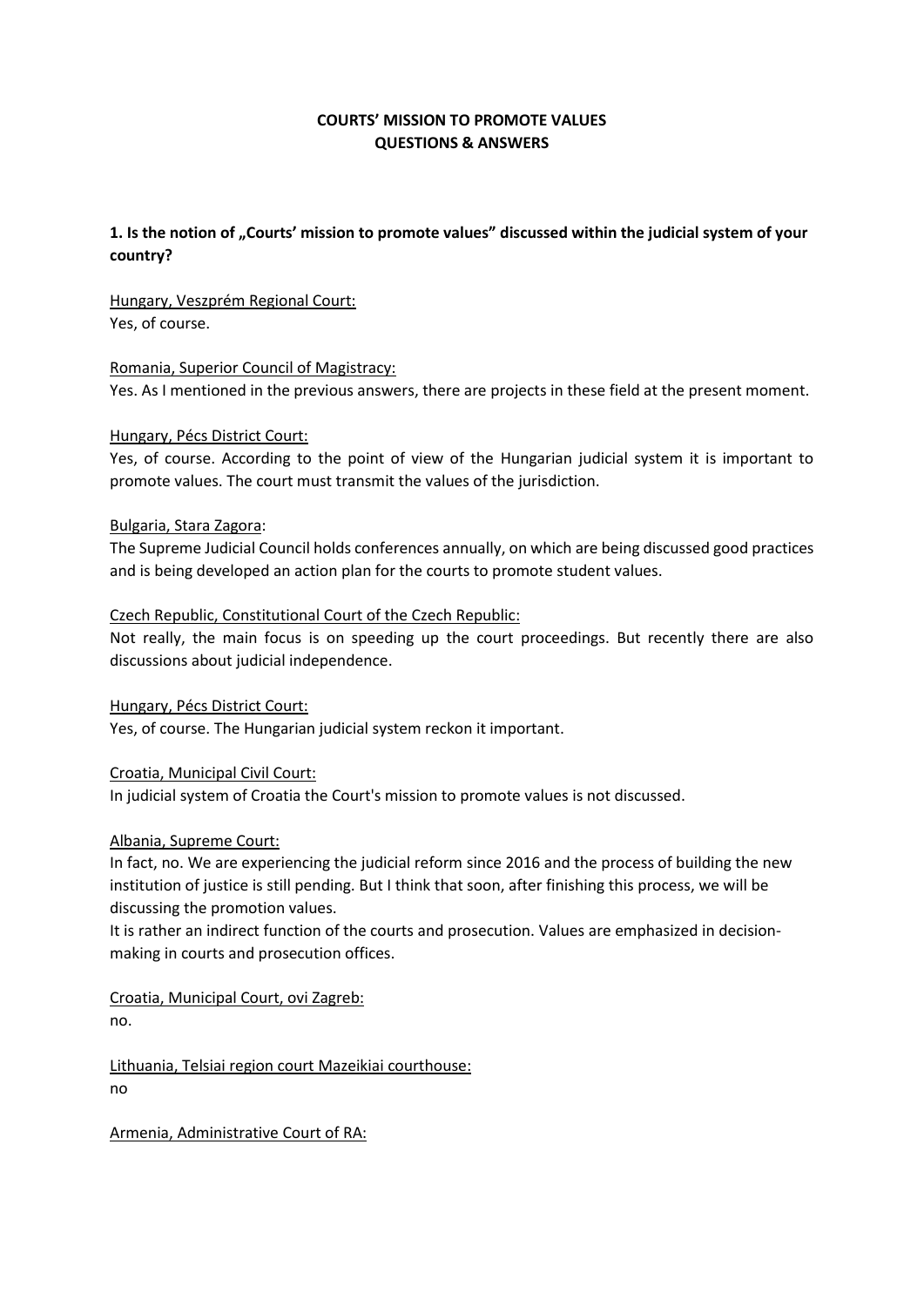# COURTS' MISSION TO PROMOTE VALUES
## QUESTIONS & ANSWERS

### 1. Is the notion of „Courts' mission to promote values" discussed within the judicial system of your country?

Hungary, Veszprém Regional Court:
Yes, of course.

Romania, Superior Council of Magistracy:
Yes. As I mentioned in the previous answers, there are projects in these field at the present moment.

Hungary, Pécs District Court:
Yes, of course. According to the point of view of the Hungarian judicial system it is important to promote values. The court must transmit the values of the jurisdiction.

Bulgaria, Stara Zagora:
The Supreme Judicial Council holds conferences annually, on which are being discussed good practices and is being developed an action plan for the courts to promote student values.

Czech Republic, Constitutional Court of the Czech Republic:
Not really, the main focus is on speeding up the court proceedings. But recently there are also discussions about judicial independence.

Hungary, Pécs District Court:
Yes, of course. The Hungarian judicial system reckon it important.

Croatia, Municipal Civil Court:
In judicial system of Croatia the Court's mission to promote values is not discussed.

Albania, Supreme Court:
In fact, no. We are experiencing the judicial reform since 2016 and the process of building the new institution of justice is still pending. But I think that soon, after finishing this process, we will be discussing the promotion values.
It is rather an indirect function of the courts and prosecution. Values are emphasized in decision-making in courts and prosecution offices.

Croatia, Municipal Court, ovi Zagreb:
no.

Lithuania, Telsiai region court Mazeikiai courthouse:
no

Armenia, Administrative Court of RA: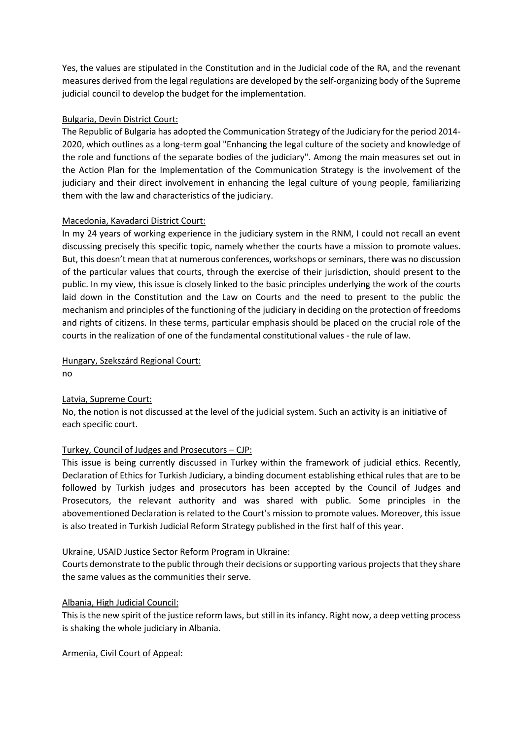Yes, the values are stipulated in the Constitution and in the Judicial code of the RA, and the revenant measures derived from the legal regulations are developed by the self-organizing body of the Supreme judicial council to develop the budget for the implementation.

Bulgaria, Devin District Court:

The Republic of Bulgaria has adopted the Communication Strategy of the Judiciary for the period 2014-2020, which outlines as a long-term goal "Enhancing the legal culture of the society and knowledge of the role and functions of the separate bodies of the judiciary". Among the main measures set out in the Action Plan for the Implementation of the Communication Strategy is the involvement of the judiciary and their direct involvement in enhancing the legal culture of young people, familiarizing them with the law and characteristics of the judiciary.

Macedonia, Kavadarci District Court:

In my 24 years of working experience in the judiciary system in the RNM, I could not recall an event discussing precisely this specific topic, namely whether the courts have a mission to promote values. But, this doesn't mean that at numerous conferences, workshops or seminars, there was no discussion of the particular values that courts, through the exercise of their jurisdiction, should present to the public. In my view, this issue is closely linked to the basic principles underlying the work of the courts laid down in the Constitution and the Law on Courts and the need to present to the public the mechanism and principles of the functioning of the judiciary in deciding on the protection of freedoms and rights of citizens. In these terms, particular emphasis should be placed on the crucial role of the courts in the realization of one of the fundamental constitutional values - the rule of law.

Hungary, Szekszárd Regional Court:

no

Latvia, Supreme Court:

No, the notion is not discussed at the level of the judicial system. Such an activity is an initiative of each specific court.

Turkey, Council of Judges and Prosecutors – CJP:

This issue is being currently discussed in Turkey within the framework of judicial ethics. Recently, Declaration of Ethics for Turkish Judiciary, a binding document establishing ethical rules that are to be followed by Turkish judges and prosecutors has been accepted by the Council of Judges and Prosecutors, the relevant authority and was shared with public. Some principles in the abovementioned Declaration is related to the Court's mission to promote values. Moreover, this issue is also treated in Turkish Judicial Reform Strategy published in the first half of this year.

Ukraine, USAID Justice Sector Reform Program in Ukraine:

Courts demonstrate to the public through their decisions or supporting various projects that they share the same values as the communities their serve.

Albania, High Judicial Council:

This is the new spirit of the justice reform laws, but still in its infancy. Right now, a deep vetting process is shaking the whole judiciary in Albania.

Armenia, Civil Court of Appeal: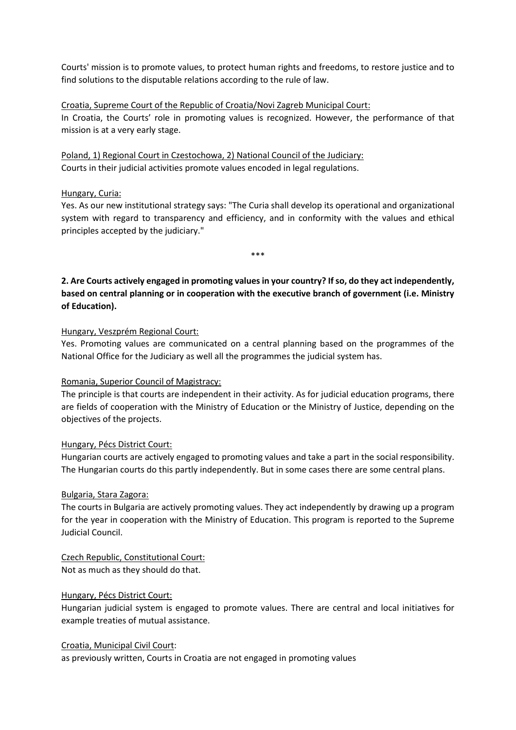Courts' mission is to promote values, to protect human rights and freedoms, to restore justice and to find solutions to the disputable relations according to the rule of law.

Croatia, Supreme Court of the Republic of Croatia/Novi Zagreb Municipal Court:
In Croatia, the Courts' role in promoting values is recognized. However, the performance of that mission is at a very early stage.

Poland, 1) Regional Court in Czestochowa, 2) National Council of the Judiciary:
Courts in their judicial activities promote values encoded in legal regulations.

Hungary, Curia:
Yes. As our new institutional strategy says: "The Curia shall develop its operational and organizational system with regard to transparency and efficiency, and in conformity with the values and ethical principles accepted by the judiciary."

\*\*\*

**2. Are Courts actively engaged in promoting values in your country? If so, do they act independently, based on central planning or in cooperation with the executive branch of government (i.e. Ministry of Education).**

Hungary, Veszprém Regional Court:
Yes. Promoting values are communicated on a central planning based on the programmes of the National Office for the Judiciary as well all the programmes the judicial system has.

Romania, Superior Council of Magistracy:
The principle is that courts are independent in their activity. As for judicial education programs, there are fields of cooperation with the Ministry of Education or the Ministry of Justice, depending on the objectives of the projects.

Hungary, Pécs District Court:
Hungarian courts are actively engaged to promoting values and take a part in the social responsibility. The Hungarian courts do this partly independently. But in some cases there are some central plans.

Bulgaria, Stara Zagora:
The courts in Bulgaria are actively promoting values. They act independently by drawing up a program for the year in cooperation with the Ministry of Education. This program is reported to the Supreme Judicial Council.

Czech Republic, Constitutional Court:
Not as much as they should do that.

Hungary, Pécs District Court:
Hungarian judicial system is engaged to promote values. There are central and local initiatives for example treaties of mutual assistance.

Croatia, Municipal Civil Court:
as previously written, Courts in Croatia are not engaged in promoting values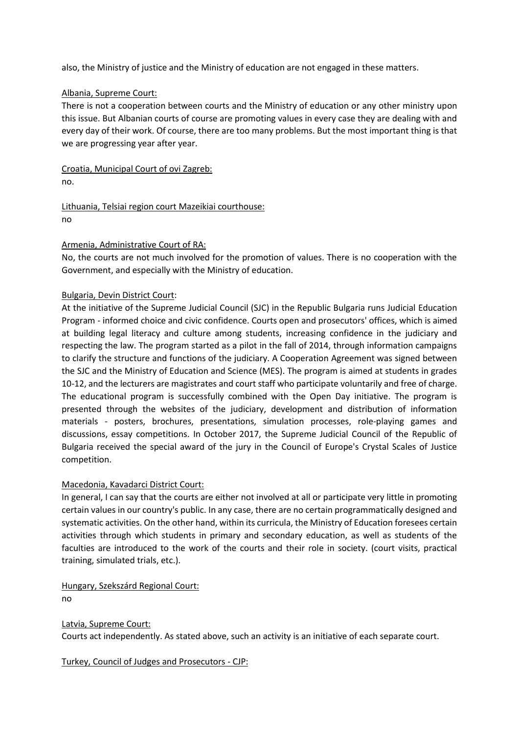also, the Ministry of justice and the Ministry of education are not engaged in these matters.

Albania, Supreme Court:
There is not a cooperation between courts and the Ministry of education or any other ministry upon this issue. But Albanian courts of course are promoting values in every case they are dealing with and every day of their work. Of course, there are too many problems. But the most important thing is that we are progressing year after year.

Croatia, Municipal Court of ovi Zagreb:
no.

Lithuania, Telsiai region court Mazeikiai courthouse:
no

Armenia, Administrative Court of RA:
No, the courts are not much involved for the promotion of values. There is no cooperation with the Government, and especially with the Ministry of education.

Bulgaria, Devin District Court:
At the initiative of the Supreme Judicial Council (SJC) in the Republic Bulgaria runs Judicial Education Program - informed choice and civic confidence. Courts open and prosecutors' offices, which is aimed at building legal literacy and culture among students, increasing confidence in the judiciary and respecting the law. The program started as a pilot in the fall of 2014, through information campaigns to clarify the structure and functions of the judiciary. A Cooperation Agreement was signed between the SJC and the Ministry of Education and Science (MES). The program is aimed at students in grades 10-12, and the lecturers are magistrates and court staff who participate voluntarily and free of charge. The educational program is successfully combined with the Open Day initiative. The program is presented through the websites of the judiciary, development and distribution of information materials - posters, brochures, presentations, simulation processes, role-playing games and discussions, essay competitions. In October 2017, the Supreme Judicial Council of the Republic of Bulgaria received the special award of the jury in the Council of Europe's Crystal Scales of Justice competition.

Macedonia, Kavadarci District Court:
In general, I can say that the courts are either not involved at all or participate very little in promoting certain values in our country's public. In any case, there are no certain programmatically designed and systematic activities. On the other hand, within its curricula, the Ministry of Education foresees certain activities through which students in primary and secondary education, as well as students of the faculties are introduced to the work of the courts and their role in society. (court visits, practical training, simulated trials, etc.).

Hungary, Szekszárd Regional Court:
no

Latvia, Supreme Court:
Courts act independently. As stated above, such an activity is an initiative of each separate court.

Turkey, Council of Judges and Prosecutors - CJP: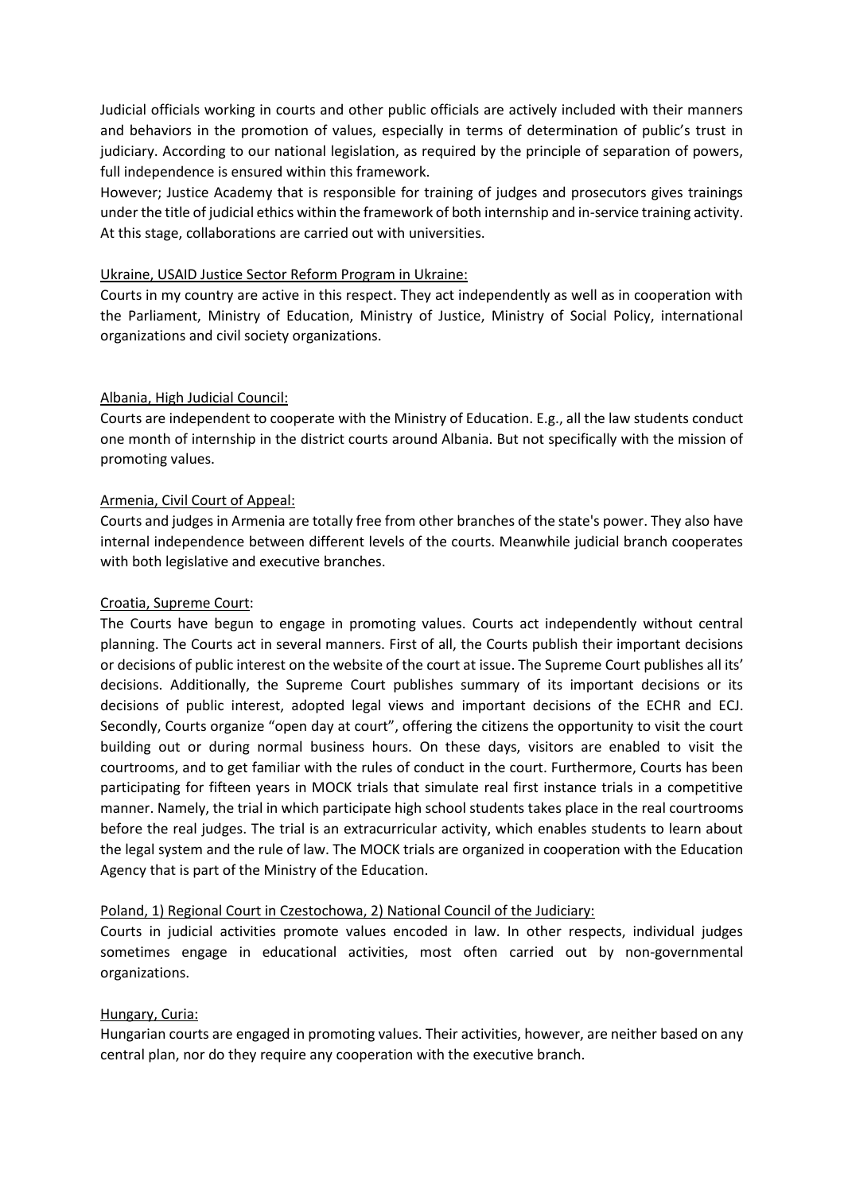Judicial officials working in courts and other public officials are actively included with their manners and behaviors in the promotion of values, especially in terms of determination of public's trust in judiciary. According to our national legislation, as required by the principle of separation of powers, full independence is ensured within this framework.

However; Justice Academy that is responsible for training of judges and prosecutors gives trainings under the title of judicial ethics within the framework of both internship and in-service training activity. At this stage, collaborations are carried out with universities.

Ukraine, USAID Justice Sector Reform Program in Ukraine:

Courts in my country are active in this respect. They act independently as well as in cooperation with the Parliament, Ministry of Education, Ministry of Justice, Ministry of Social Policy, international organizations and civil society organizations.

Albania, High Judicial Council:

Courts are independent to cooperate with the Ministry of Education. E.g., all the law students conduct one month of internship in the district courts around Albania. But not specifically with the mission of promoting values.

Armenia, Civil Court of Appeal:

Courts and judges in Armenia are totally free from other branches of the state's power. They also have internal independence between different levels of the courts. Meanwhile judicial branch cooperates with both legislative and executive branches.

Croatia, Supreme Court:

The Courts have begun to engage in promoting values. Courts act independently without central planning. The Courts act in several manners. First of all, the Courts publish their important decisions or decisions of public interest on the website of the court at issue. The Supreme Court publishes all its' decisions. Additionally, the Supreme Court publishes summary of its important decisions or its decisions of public interest, adopted legal views and important decisions of the ECHR and ECJ. Secondly, Courts organize "open day at court", offering the citizens the opportunity to visit the court building out or during normal business hours. On these days, visitors are enabled to visit the courtrooms, and to get familiar with the rules of conduct in the court. Furthermore, Courts has been participating for fifteen years in MOCK trials that simulate real first instance trials in a competitive manner. Namely, the trial in which participate high school students takes place in the real courtrooms before the real judges. The trial is an extracurricular activity, which enables students to learn about the legal system and the rule of law. The MOCK trials are organized in cooperation with the Education Agency that is part of the Ministry of the Education.

Poland, 1) Regional Court in Czestochowa, 2) National Council of the Judiciary:

Courts in judicial activities promote values encoded in law. In other respects, individual judges sometimes engage in educational activities, most often carried out by non-governmental organizations.

Hungary, Curia:

Hungarian courts are engaged in promoting values. Their activities, however, are neither based on any central plan, nor do they require any cooperation with the executive branch.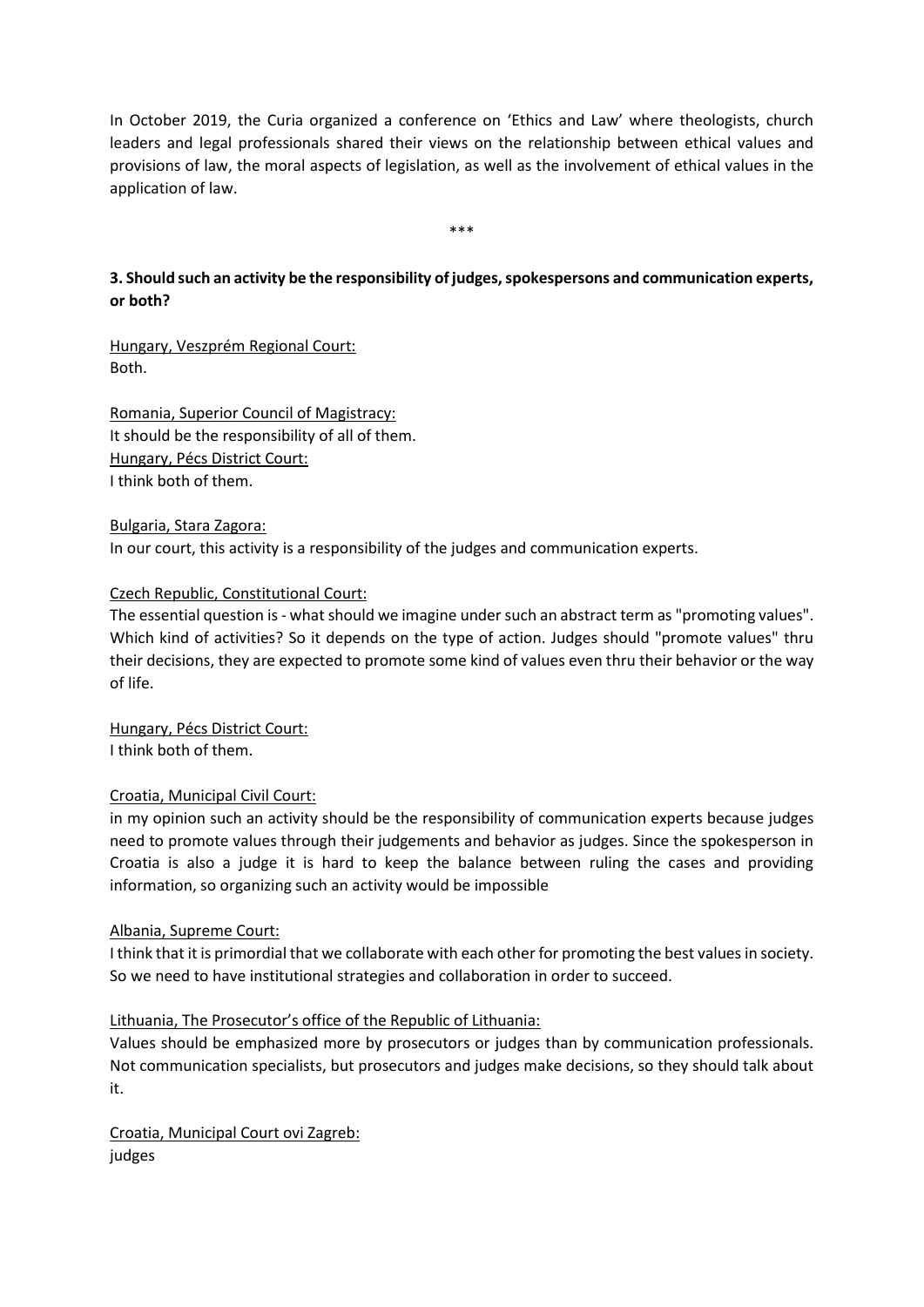In October 2019, the Curia organized a conference on 'Ethics and Law' where theologists, church leaders and legal professionals shared their views on the relationship between ethical values and provisions of law, the moral aspects of legislation, as well as the involvement of ethical values in the application of law.

***

**3. Should such an activity be the responsibility of judges, spokespersons and communication experts, or both?**

Hungary, Veszprém Regional Court:
Both.

Romania, Superior Council of Magistracy:
It should be the responsibility of all of them.
Hungary, Pécs District Court:
I think both of them.

Bulgaria, Stara Zagora:
In our court, this activity is a responsibility of the judges and communication experts.

Czech Republic, Constitutional Court:
The essential question is - what should we imagine under such an abstract term as "promoting values". Which kind of activities? So it depends on the type of action. Judges should "promote values" thru their decisions, they are expected to promote some kind of values even thru their behavior or the way of life.

Hungary, Pécs District Court:
I think both of them.

Croatia, Municipal Civil Court:
in my opinion such an activity should be the responsibility of communication experts because judges need to promote values through their judgements and behavior as judges. Since the spokesperson in Croatia is also a judge it is hard to keep the balance between ruling the cases and providing information, so organizing such an activity would be impossible

Albania, Supreme Court:
I think that it is primordial that we collaborate with each other for promoting the best values in society. So we need to have institutional strategies and collaboration in order to succeed.

Lithuania, The Prosecutor's office of the Republic of Lithuania:
Values should be emphasized more by prosecutors or judges than by communication professionals. Not communication specialists, but prosecutors and judges make decisions, so they should talk about it.

Croatia, Municipal Court ovi Zagreb:
judges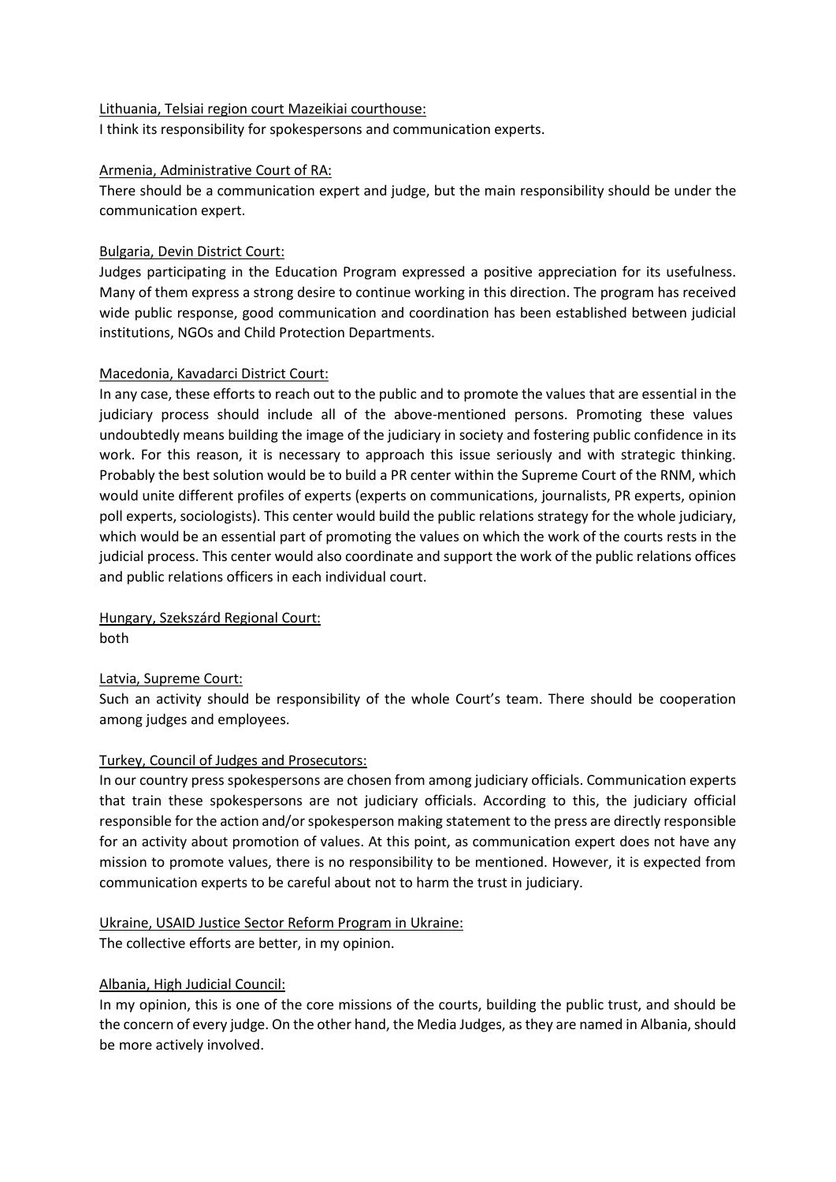Lithuania, Telsiai region court Mazeikiai courthouse:
I think its responsibility for spokespersons and communication experts.

Armenia, Administrative Court of RA:
There should be a communication expert and judge, but the main responsibility should be under the communication expert.

Bulgaria, Devin District Court:
Judges participating in the Education Program expressed a positive appreciation for its usefulness. Many of them express a strong desire to continue working in this direction. The program has received wide public response, good communication and coordination has been established between judicial institutions, NGOs and Child Protection Departments.

Macedonia, Kavadarci District Court:
In any case, these efforts to reach out to the public and to promote the values that are essential in the judiciary process should include all of the above-mentioned persons. Promoting these values undoubtedly means building the image of the judiciary in society and fostering public confidence in its work. For this reason, it is necessary to approach this issue seriously and with strategic thinking. Probably the best solution would be to build a PR center within the Supreme Court of the RNM, which would unite different profiles of experts (experts on communications, journalists, PR experts, opinion poll experts, sociologists). This center would build the public relations strategy for the whole judiciary, which would be an essential part of promoting the values on which the work of the courts rests in the judicial process. This center would also coordinate and support the work of the public relations offices and public relations officers in each individual court.

Hungary, Szekszárd Regional Court:
both

Latvia, Supreme Court:
Such an activity should be responsibility of the whole Court's team. There should be cooperation among judges and employees.

Turkey, Council of Judges and Prosecutors:
In our country press spokespersons are chosen from among judiciary officials. Communication experts that train these spokespersons are not judiciary officials. According to this, the judiciary official responsible for the action and/or spokesperson making statement to the press are directly responsible for an activity about promotion of values. At this point, as communication expert does not have any mission to promote values, there is no responsibility to be mentioned. However, it is expected from communication experts to be careful about not to harm the trust in judiciary.

Ukraine, USAID Justice Sector Reform Program in Ukraine:
The collective efforts are better, in my opinion.

Albania, High Judicial Council:
In my opinion, this is one of the core missions of the courts, building the public trust, and should be the concern of every judge. On the other hand, the Media Judges, as they are named in Albania, should be more actively involved.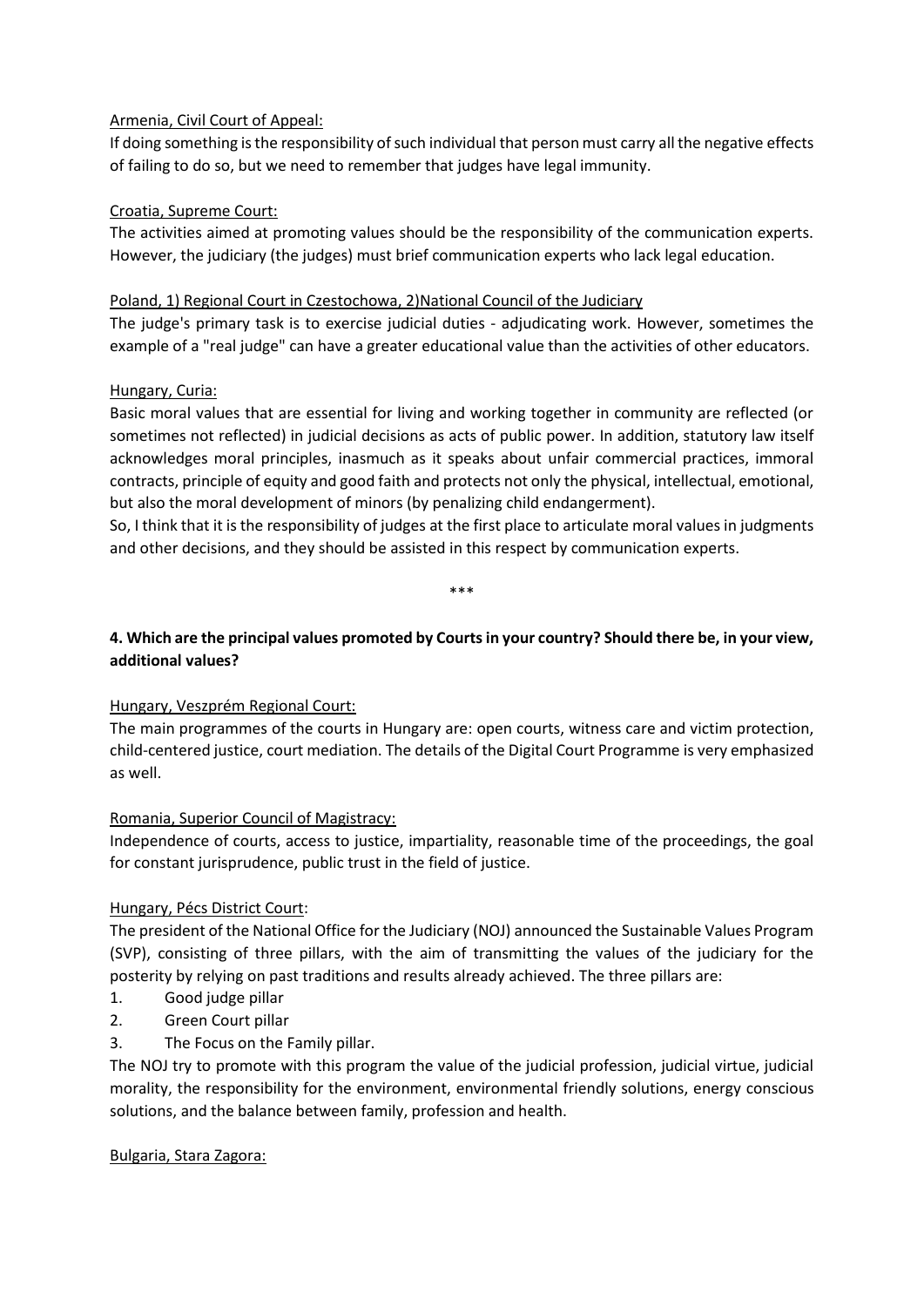Armenia, Civil Court of Appeal:

If doing something is the responsibility of such individual that person must carry all the negative effects of failing to do so, but we need to remember that judges have legal immunity.

Croatia, Supreme Court:

The activities aimed at promoting values should be the responsibility of the communication experts. However, the judiciary (the judges) must brief communication experts who lack legal education.

Poland, 1) Regional Court in Czestochowa, 2)National Council of the Judiciary

The judge's primary task is to exercise judicial duties - adjudicating work. However, sometimes the example of a "real judge" can have a greater educational value than the activities of other educators.

Hungary, Curia:

Basic moral values that are essential for living and working together in community are reflected (or sometimes not reflected) in judicial decisions as acts of public power. In addition, statutory law itself acknowledges moral principles, inasmuch as it speaks about unfair commercial practices, immoral contracts, principle of equity and good faith and protects not only the physical, intellectual, emotional, but also the moral development of minors (by penalizing child endangerment).

So, I think that it is the responsibility of judges at the first place to articulate moral values in judgments and other decisions, and they should be assisted in this respect by communication experts.

\*\*\*

**4. Which are the principal values promoted by Courts in your country? Should there be, in your view, additional values?**

Hungary, Veszprém Regional Court:

The main programmes of the courts in Hungary are: open courts, witness care and victim protection, child-centered justice, court mediation. The details of the Digital Court Programme is very emphasized as well.

Romania, Superior Council of Magistracy:

Independence of courts, access to justice, impartiality, reasonable time of the proceedings, the goal for constant jurisprudence, public trust in the field of justice.

Hungary, Pécs District Court:

The president of the National Office for the Judiciary (NOJ) announced the Sustainable Values Program (SVP), consisting of three pillars, with the aim of transmitting the values of the judiciary for the posterity by relying on past traditions and results already achieved. The three pillars are:

1. Good judge pillar
2. Green Court pillar
3. The Focus on the Family pillar.

The NOJ try to promote with this program the value of the judicial profession, judicial virtue, judicial morality, the responsibility for the environment, environmental friendly solutions, energy conscious solutions, and the balance between family, profession and health.

Bulgaria, Stara Zagora: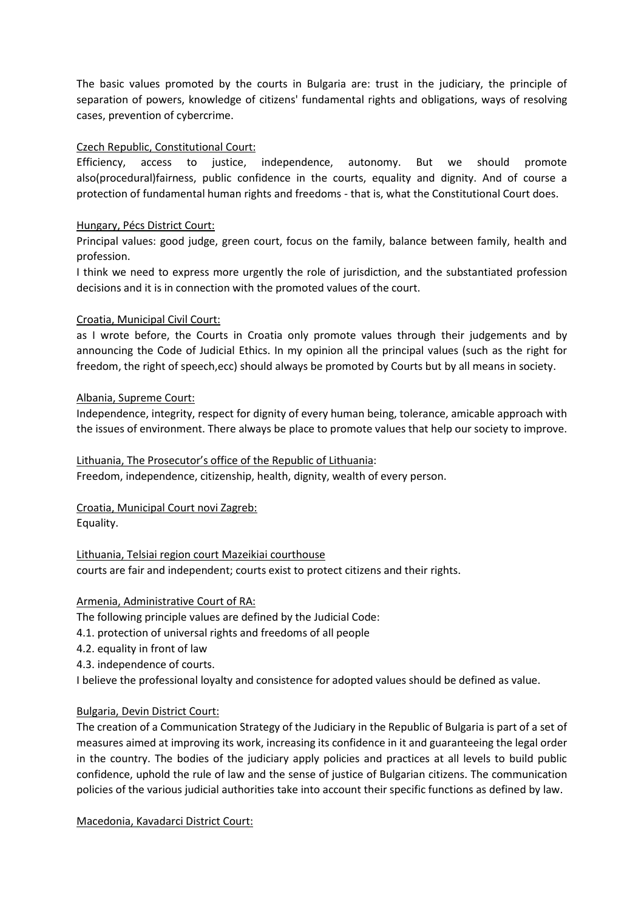The basic values promoted by the courts in Bulgaria are: trust in the judiciary, the principle of separation of powers, knowledge of citizens' fundamental rights and obligations, ways of resolving cases, prevention of cybercrime.

<u>Czech Republic, Constitutional Court:</u>

Efficiency, access to justice, independence, autonomy. But we should promote also(procedural)fairness, public confidence in the courts, equality and dignity. And of course a protection of fundamental human rights and freedoms - that is, what the Constitutional Court does.

<u>Hungary, Pécs District Court:</u>

Principal values: good judge, green court, focus on the family, balance between family, health and profession.

I think we need to express more urgently the role of jurisdiction, and the substantiated profession decisions and it is in connection with the promoted values of the court.

<u>Croatia, Municipal Civil Court:</u>

as I wrote before, the Courts in Croatia only promote values through their judgements and by announcing the Code of Judicial Ethics. In my opinion all the principal values (such as the right for freedom, the right of speech,ecc) should always be promoted by Courts but by all means in society.

<u>Albania, Supreme Court:</u>

Independence, integrity, respect for dignity of every human being, tolerance, amicable approach with the issues of environment. There always be place to promote values that help our society to improve.

<u>Lithuania, The Prosecutor's office of the Republic of Lithuania</u>:

Freedom, independence, citizenship, health, dignity, wealth of every person.

<u>Croatia, Municipal Court novi Zagreb:</u>

Equality.

<u>Lithuania, Telsiai region court Mazeikiai courthouse</u>

courts are fair and independent; courts exist to protect citizens and their rights.

<u>Armenia, Administrative Court of RA:</u>

The following principle values are defined by the Judicial Code:

4.1. protection of universal rights and freedoms of all people

4.2. equality in front of law

4.3. independence of courts.

I believe the professional loyalty and consistence for adopted values should be defined as value.

<u>Bulgaria, Devin District Court:</u>

The creation of a Communication Strategy of the Judiciary in the Republic of Bulgaria is part of a set of measures aimed at improving its work, increasing its confidence in it and guaranteeing the legal order in the country. The bodies of the judiciary apply policies and practices at all levels to build public confidence, uphold the rule of law and the sense of justice of Bulgarian citizens. The communication policies of the various judicial authorities take into account their specific functions as defined by law.

<u>Macedonia, Kavadarci District Court:</u>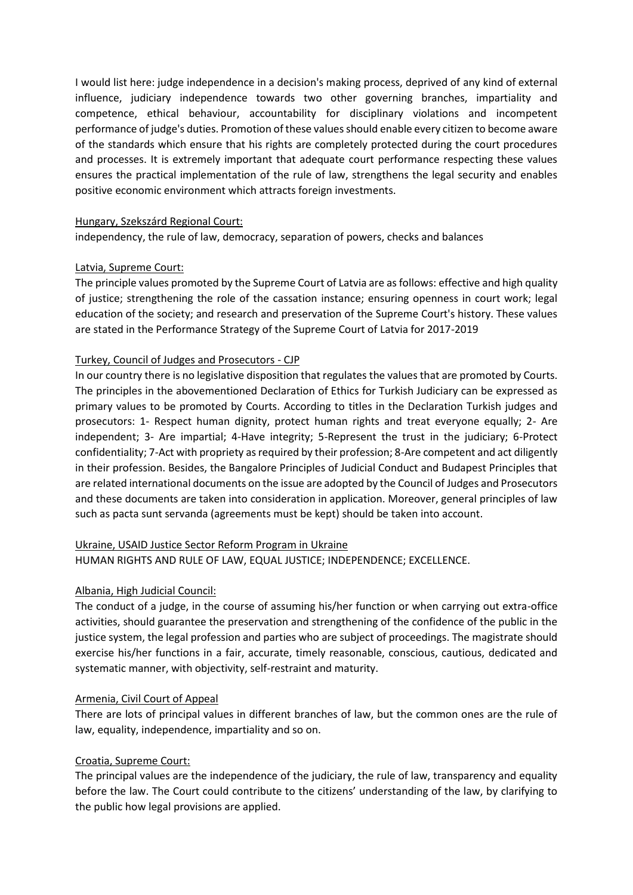I would list here: judge independence in a decision's making process, deprived of any kind of external influence, judiciary independence towards two other governing branches, impartiality and competence, ethical behaviour, accountability for disciplinary violations and incompetent performance of judge's duties. Promotion of these values should enable every citizen to become aware of the standards which ensure that his rights are completely protected during the court procedures and processes. It is extremely important that adequate court performance respecting these values ensures the practical implementation of the rule of law, strengthens the legal security and enables positive economic environment which attracts foreign investments.

<u>Hungary, Szekszárd Regional Court:</u>

independency, the rule of law, democracy, separation of powers, checks and balances

<u>Latvia, Supreme Court:</u>

The principle values promoted by the Supreme Court of Latvia are as follows: effective and high quality of justice; strengthening the role of the cassation instance; ensuring openness in court work; legal education of the society; and research and preservation of the Supreme Court's history. These values are stated in the Performance Strategy of the Supreme Court of Latvia for 2017-2019

<u>Turkey, Council of Judges and Prosecutors - CJP</u>

In our country there is no legislative disposition that regulates the values that are promoted by Courts. The principles in the abovementioned Declaration of Ethics for Turkish Judiciary can be expressed as primary values to be promoted by Courts. According to titles in the Declaration Turkish judges and prosecutors: 1- Respect human dignity, protect human rights and treat everyone equally; 2- Are independent; 3- Are impartial; 4-Have integrity; 5-Represent the trust in the judiciary; 6-Protect confidentiality; 7-Act with propriety as required by their profession; 8-Are competent and act diligently in their profession. Besides, the Bangalore Principles of Judicial Conduct and Budapest Principles that are related international documents on the issue are adopted by the Council of Judges and Prosecutors and these documents are taken into consideration in application. Moreover, general principles of law such as pacta sunt servanda (agreements must be kept) should be taken into account.

<u>Ukraine, USAID Justice Sector Reform Program in Ukraine</u>

HUMAN RIGHTS AND RULE OF LAW, EQUAL JUSTICE; INDEPENDENCE; EXCELLENCE.

<u>Albania, High Judicial Council:</u>

The conduct of a judge, in the course of assuming his/her function or when carrying out extra-office activities, should guarantee the preservation and strengthening of the confidence of the public in the justice system, the legal profession and parties who are subject of proceedings. The magistrate should exercise his/her functions in a fair, accurate, timely reasonable, conscious, cautious, dedicated and systematic manner, with objectivity, self-restraint and maturity.

<u>Armenia, Civil Court of Appeal</u>

There are lots of principal values in different branches of law, but the common ones are the rule of law, equality, independence, impartiality and so on.

<u>Croatia, Supreme Court:</u>

The principal values are the independence of the judiciary, the rule of law, transparency and equality before the law. The Court could contribute to the citizens' understanding of the law, by clarifying to the public how legal provisions are applied.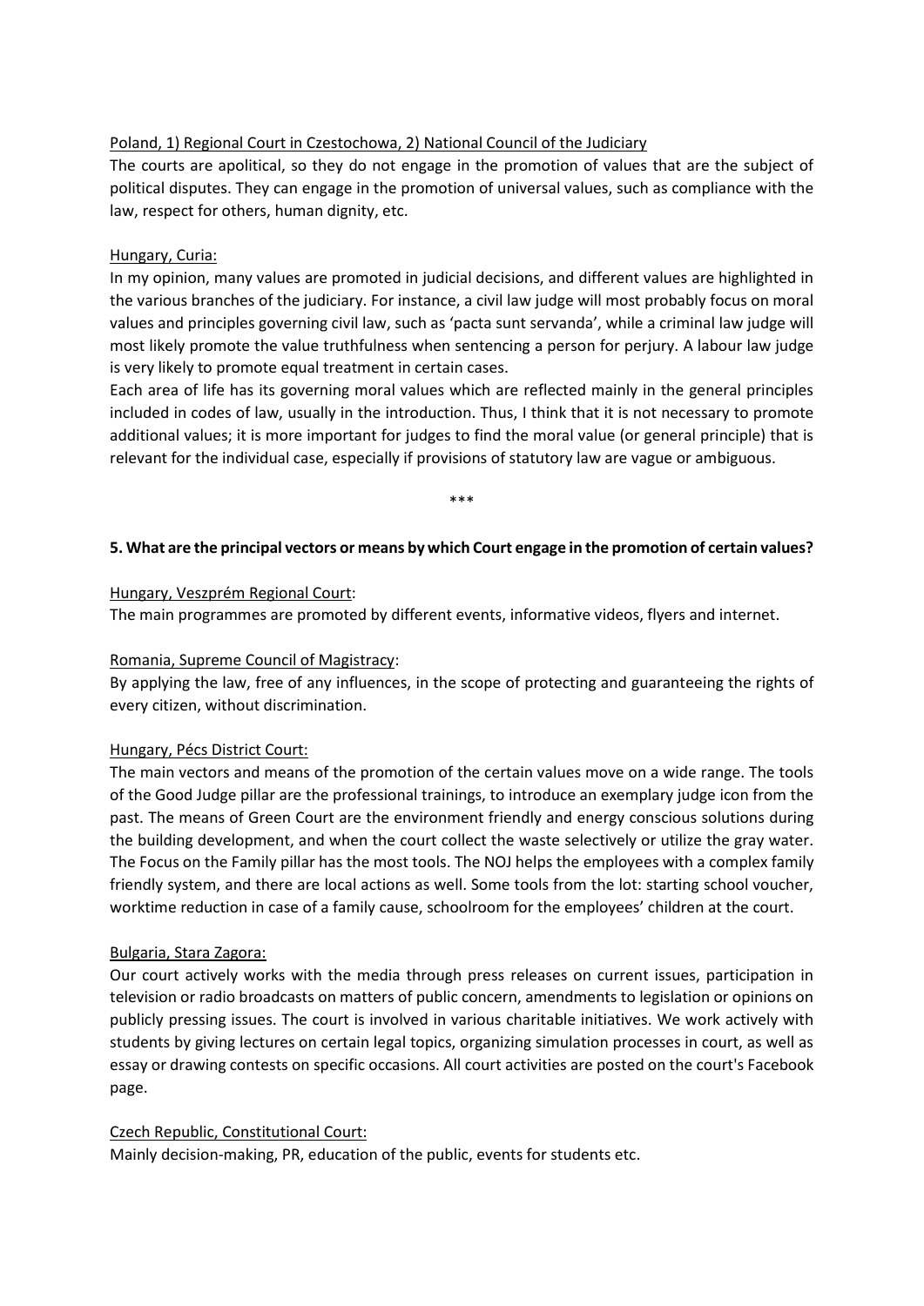Poland, 1) Regional Court in Czestochowa, 2) National Council of the Judiciary

The courts are apolitical, so they do not engage in the promotion of values that are the subject of political disputes. They can engage in the promotion of universal values, such as compliance with the law, respect for others, human dignity, etc.

Hungary, Curia:

In my opinion, many values are promoted in judicial decisions, and different values are highlighted in the various branches of the judiciary. For instance, a civil law judge will most probably focus on moral values and principles governing civil law, such as 'pacta sunt servanda', while a criminal law judge will most likely promote the value truthfulness when sentencing a person for perjury. A labour law judge is very likely to promote equal treatment in certain cases.

Each area of life has its governing moral values which are reflected mainly in the general principles included in codes of law, usually in the introduction. Thus, I think that it is not necessary to promote additional values; it is more important for judges to find the moral value (or general principle) that is relevant for the individual case, especially if provisions of statutory law are vague or ambiguous.

\*\*\*

**5. What are the principal vectors or means by which Court engage in the promotion of certain values?**

Hungary, Veszprém Regional Court:

The main programmes are promoted by different events, informative videos, flyers and internet.

Romania, Supreme Council of Magistracy:

By applying the law, free of any influences, in the scope of protecting and guaranteeing the rights of every citizen, without discrimination.

Hungary, Pécs District Court:

The main vectors and means of the promotion of the certain values move on a wide range. The tools of the Good Judge pillar are the professional trainings, to introduce an exemplary judge icon from the past. The means of Green Court are the environment friendly and energy conscious solutions during the building development, and when the court collect the waste selectively or utilize the gray water. The Focus on the Family pillar has the most tools. The NOJ helps the employees with a complex family friendly system, and there are local actions as well. Some tools from the lot: starting school voucher, worktime reduction in case of a family cause, schoolroom for the employees' children at the court.

Bulgaria, Stara Zagora:

Our court actively works with the media through press releases on current issues, participation in television or radio broadcasts on matters of public concern, amendments to legislation or opinions on publicly pressing issues. The court is involved in various charitable initiatives. We work actively with students by giving lectures on certain legal topics, organizing simulation processes in court, as well as essay or drawing contests on specific occasions. All court activities are posted on the court's Facebook page.

Czech Republic, Constitutional Court:

Mainly decision-making, PR, education of the public, events for students etc.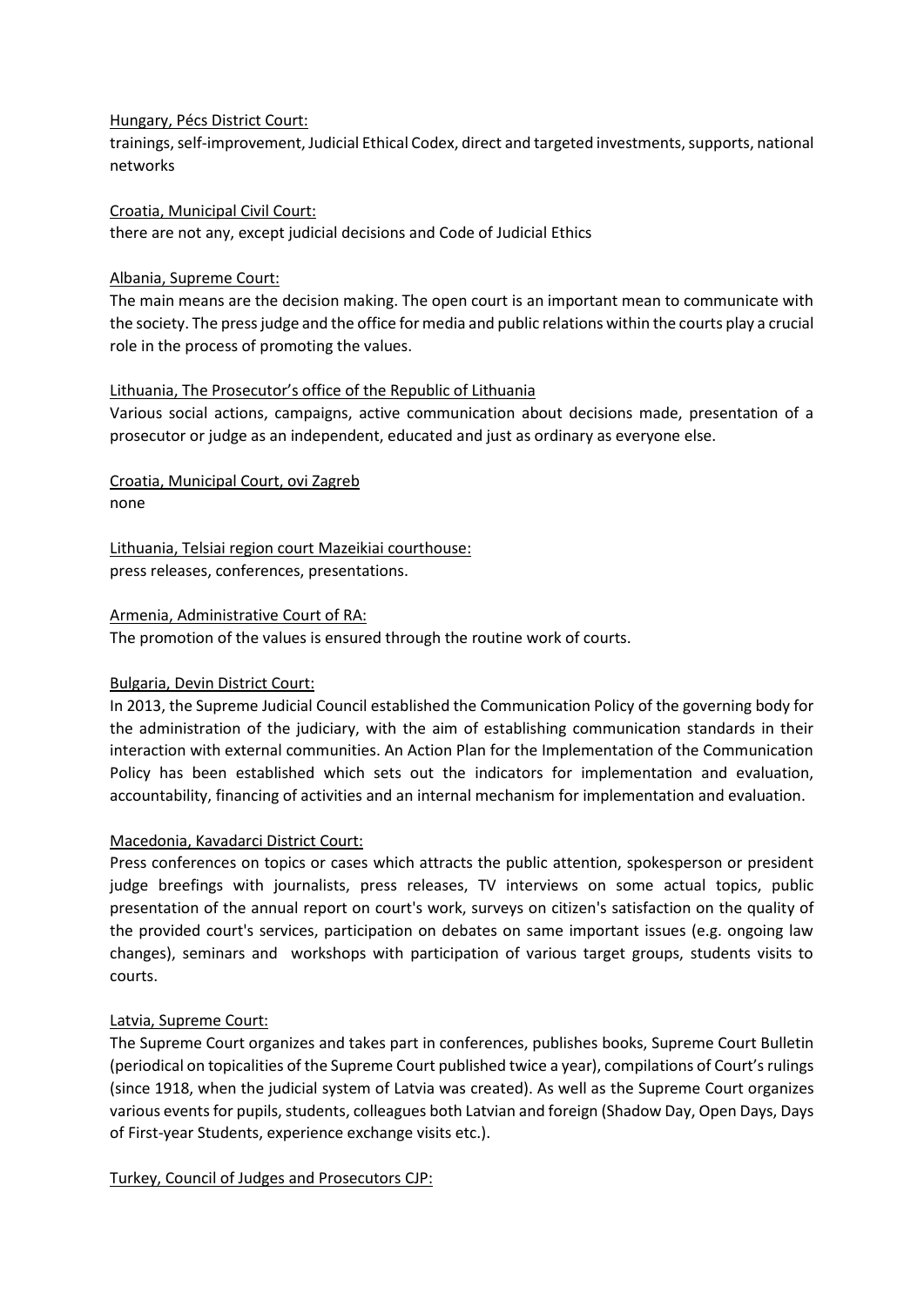Hungary, Pécs District Court:
trainings, self-improvement, Judicial Ethical Codex, direct and targeted investments, supports, national networks

Croatia, Municipal Civil Court:
there are not any, except judicial decisions and Code of Judicial Ethics

Albania, Supreme Court:
The main means are the decision making. The open court is an important mean to communicate with the society. The press judge and the office for media and public relations within the courts play a crucial role in the process of promoting the values.

Lithuania, The Prosecutor's office of the Republic of Lithuania
Various social actions, campaigns, active communication about decisions made, presentation of a prosecutor or judge as an independent, educated and just as ordinary as everyone else.

Croatia, Municipal Court, ovi Zagreb
none

Lithuania, Telsiai region court Mazeikiai courthouse:
press releases, conferences, presentations.

Armenia, Administrative Court of RA:
The promotion of the values is ensured through the routine work of courts.

Bulgaria, Devin District Court:
In 2013, the Supreme Judicial Council established the Communication Policy of the governing body for the administration of the judiciary, with the aim of establishing communication standards in their interaction with external communities. An Action Plan for the Implementation of the Communication Policy has been established which sets out the indicators for implementation and evaluation, accountability, financing of activities and an internal mechanism for implementation and evaluation.

Macedonia, Kavadarci District Court:
Press conferences on topics or cases which attracts the public attention, spokesperson or president judge breefings with journalists, press releases, TV interviews on some actual topics, public presentation of the annual report on court's work, surveys on citizen's satisfaction on the quality of the provided court's services, participation on debates on same important issues (e.g. ongoing law changes), seminars and workshops with participation of various target groups, students visits to courts.

Latvia, Supreme Court:
The Supreme Court organizes and takes part in conferences, publishes books, Supreme Court Bulletin (periodical on topicalities of the Supreme Court published twice a year), compilations of Court's rulings (since 1918, when the judicial system of Latvia was created). As well as the Supreme Court organizes various events for pupils, students, colleagues both Latvian and foreign (Shadow Day, Open Days, Days of First-year Students, experience exchange visits etc.).

Turkey, Council of Judges and Prosecutors CJP: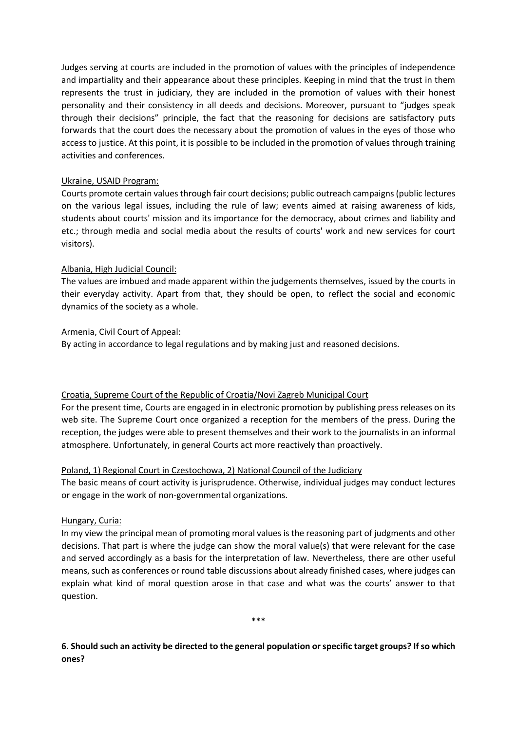Judges serving at courts are included in the promotion of values with the principles of independence and impartiality and their appearance about these principles. Keeping in mind that the trust in them represents the trust in judiciary, they are included in the promotion of values with their honest personality and their consistency in all deeds and decisions. Moreover, pursuant to "judges speak through their decisions" principle, the fact that the reasoning for decisions are satisfactory puts forwards that the court does the necessary about the promotion of values in the eyes of those who access to justice. At this point, it is possible to be included in the promotion of values through training activities and conferences.

Ukraine, USAID Program:

Courts promote certain values through fair court decisions; public outreach campaigns (public lectures on the various legal issues, including the rule of law; events aimed at raising awareness of kids, students about courts' mission and its importance for the democracy, about crimes and liability and etc.; through media and social media about the results of courts' work and new services for court visitors).

Albania, High Judicial Council:

The values are imbued and made apparent within the judgements themselves, issued by the courts in their everyday activity. Apart from that, they should be open, to reflect the social and economic dynamics of the society as a whole.

Armenia, Civil Court of Appeal:

By acting in accordance to legal regulations and by making just and reasoned decisions.

Croatia, Supreme Court of the Republic of Croatia/Novi Zagreb Municipal Court

For the present time, Courts are engaged in in electronic promotion by publishing press releases on its web site. The Supreme Court once organized a reception for the members of the press. During the reception, the judges were able to present themselves and their work to the journalists in an informal atmosphere. Unfortunately, in general Courts act more reactively than proactively.

Poland, 1) Regional Court in Czestochowa, 2) National Council of the Judiciary

The basic means of court activity is jurisprudence. Otherwise, individual judges may conduct lectures or engage in the work of non-governmental organizations.

Hungary, Curia:

In my view the principal mean of promoting moral values is the reasoning part of judgments and other decisions. That part is where the judge can show the moral value(s) that were relevant for the case and served accordingly as a basis for the interpretation of law. Nevertheless, there are other useful means, such as conferences or round table discussions about already finished cases, where judges can explain what kind of moral question arose in that case and what was the courts' answer to that question.

\*\*\*

**6. Should such an activity be directed to the general population or specific target groups? If so which ones?**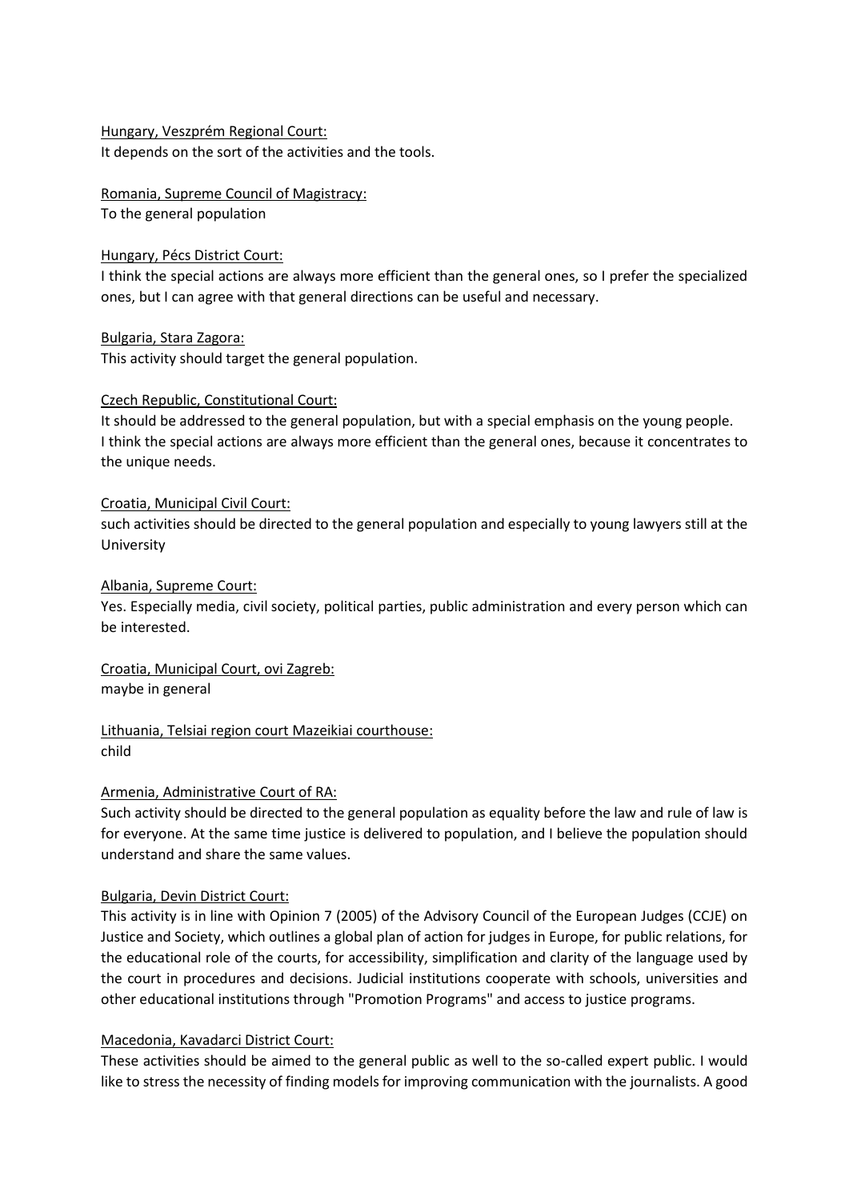Hungary, Veszprém Regional Court:
It depends on the sort of the activities and the tools.

Romania, Supreme Council of Magistracy:
To the general population

Hungary, Pécs District Court:
I think the special actions are always more efficient than the general ones, so I prefer the specialized ones, but I can agree with that general directions can be useful and necessary.

Bulgaria, Stara Zagora:
This activity should target the general population.

Czech Republic, Constitutional Court:
It should be addressed to the general population, but with a special emphasis on the young people. I think the special actions are always more efficient than the general ones, because it concentrates to the unique needs.

Croatia, Municipal Civil Court:
such activities should be directed to the general population and especially to young lawyers still at the University

Albania, Supreme Court:
Yes. Especially media, civil society, political parties, public administration and every person which can be interested.

Croatia, Municipal Court, ovi Zagreb:
maybe in general

Lithuania, Telsiai region court Mazeikiai courthouse:
child

Armenia, Administrative Court of RA:
Such activity should be directed to the general population as equality before the law and rule of law is for everyone. At the same time justice is delivered to population, and I believe the population should understand and share the same values.

Bulgaria, Devin District Court:
This activity is in line with Opinion 7 (2005) of the Advisory Council of the European Judges (CCJE) on Justice and Society, which outlines a global plan of action for judges in Europe, for public relations, for the educational role of the courts, for accessibility, simplification and clarity of the language used by the court in procedures and decisions. Judicial institutions cooperate with schools, universities and other educational institutions through "Promotion Programs" and access to justice programs.

Macedonia, Kavadarci District Court:
These activities should be aimed to the general public as well to the so-called expert public. I would like to stress the necessity of finding models for improving communication with the journalists. A good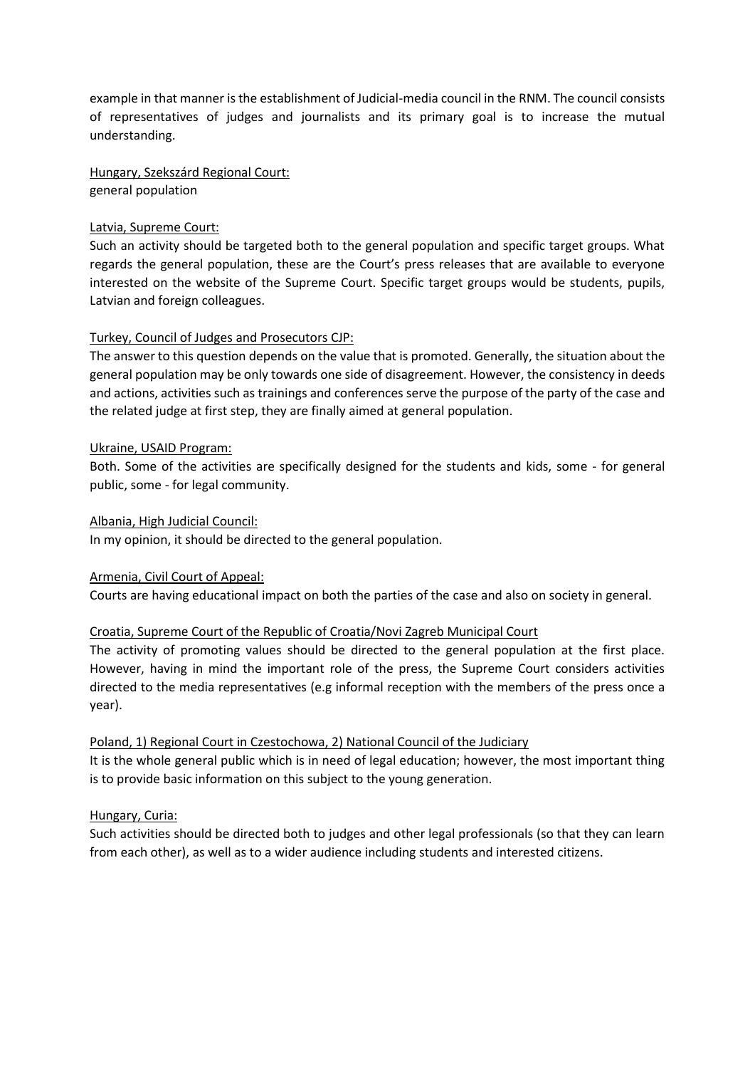example in that manner is the establishment of Judicial-media council in the RNM. The council consists of representatives of judges and journalists and its primary goal is to increase the mutual understanding.

<u>Hungary, Szekszárd Regional Court:</u>
general population

<u>Latvia, Supreme Court:</u>
Such an activity should be targeted both to the general population and specific target groups. What regards the general population, these are the Court's press releases that are available to everyone interested on the website of the Supreme Court. Specific target groups would be students, pupils, Latvian and foreign colleagues.

<u>Turkey, Council of Judges and Prosecutors CJP:</u>
The answer to this question depends on the value that is promoted. Generally, the situation about the general population may be only towards one side of disagreement. However, the consistency in deeds and actions, activities such as trainings and conferences serve the purpose of the party of the case and the related judge at first step, they are finally aimed at general population.

<u>Ukraine, USAID Program:</u>
Both. Some of the activities are specifically designed for the students and kids, some - for general public, some - for legal community.

<u>Albania, High Judicial Council:</u>
In my opinion, it should be directed to the general population.

<u>Armenia, Civil Court of Appeal:</u>
Courts are having educational impact on both the parties of the case and also on society in general.

<u>Croatia, Supreme Court of the Republic of Croatia/Novi Zagreb Municipal Court</u>
The activity of promoting values should be directed to the general population at the first place. However, having in mind the important role of the press, the Supreme Court considers activities directed to the media representatives (e.g informal reception with the members of the press once a year).

<u>Poland, 1) Regional Court in Czestochowa, 2) National Council of the Judiciary</u>
It is the whole general public which is in need of legal education; however, the most important thing is to provide basic information on this subject to the young generation.

<u>Hungary, Curia:</u>
Such activities should be directed both to judges and other legal professionals (so that they can learn from each other), as well as to a wider audience including students and interested citizens.